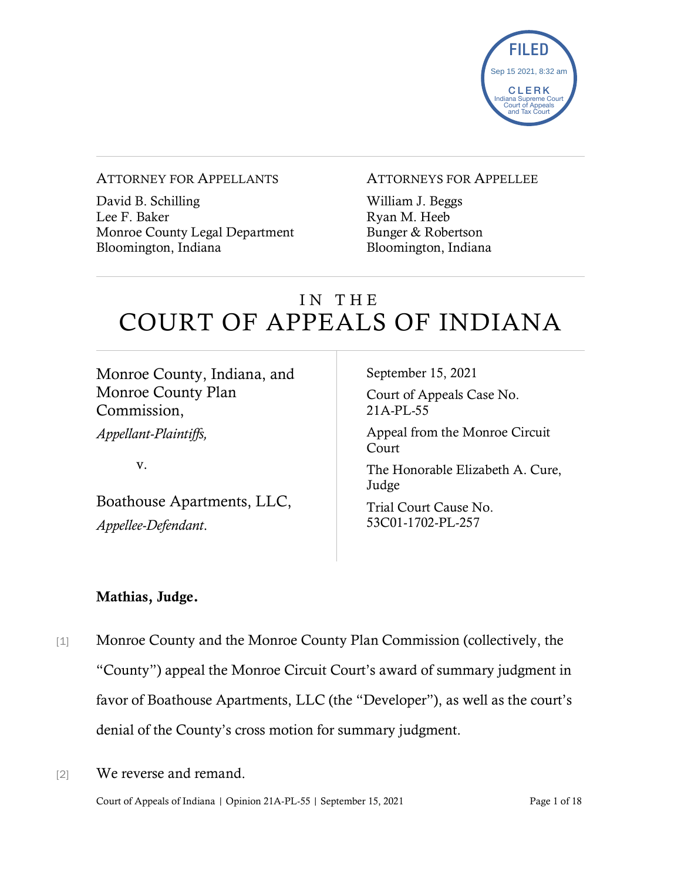FILED
Sep 15 2021, 8:32 am
CLERK
Indiana Supreme Court
Court of Appeals
and Tax Court

| ATTORNEY FOR APPELLANTS | ATTORNEYS FOR APPELLEE |
|---|---|
| David B. Schilling<br>Lee F. Baker<br>Monroe County Legal Department<br>Bloomington, Indiana | William J. Beggs<br>Ryan M. Heeb<br>Bunger & Robertson<br>Bloomington, Indiana |

# IN THE COURT OF APPEALS OF INDIANA

| | |
|---|---|
| Monroe County, Indiana, and Monroe County Plan Commission,<br>*Appellant-Plaintiffs,*<br><br>v.<br><br>Boathouse Apartments, LLC,<br>*Appellee-Defendant.* | September 15, 2021<br>Court of Appeals Case No. 21A-PL-55<br>Appeal from the Monroe Circuit Court<br>The Honorable Elizabeth A. Cure, Judge<br>Trial Court Cause No. 53C01-1702-PL-257 |

**Mathias, Judge.**

[1] Monroe County and the Monroe County Plan Commission (collectively, the "County") appeal the Monroe Circuit Court's award of summary judgment in favor of Boathouse Apartments, LLC (the "Developer"), as well as the court's denial of the County's cross motion for summary judgment.

[2] We reverse and remand.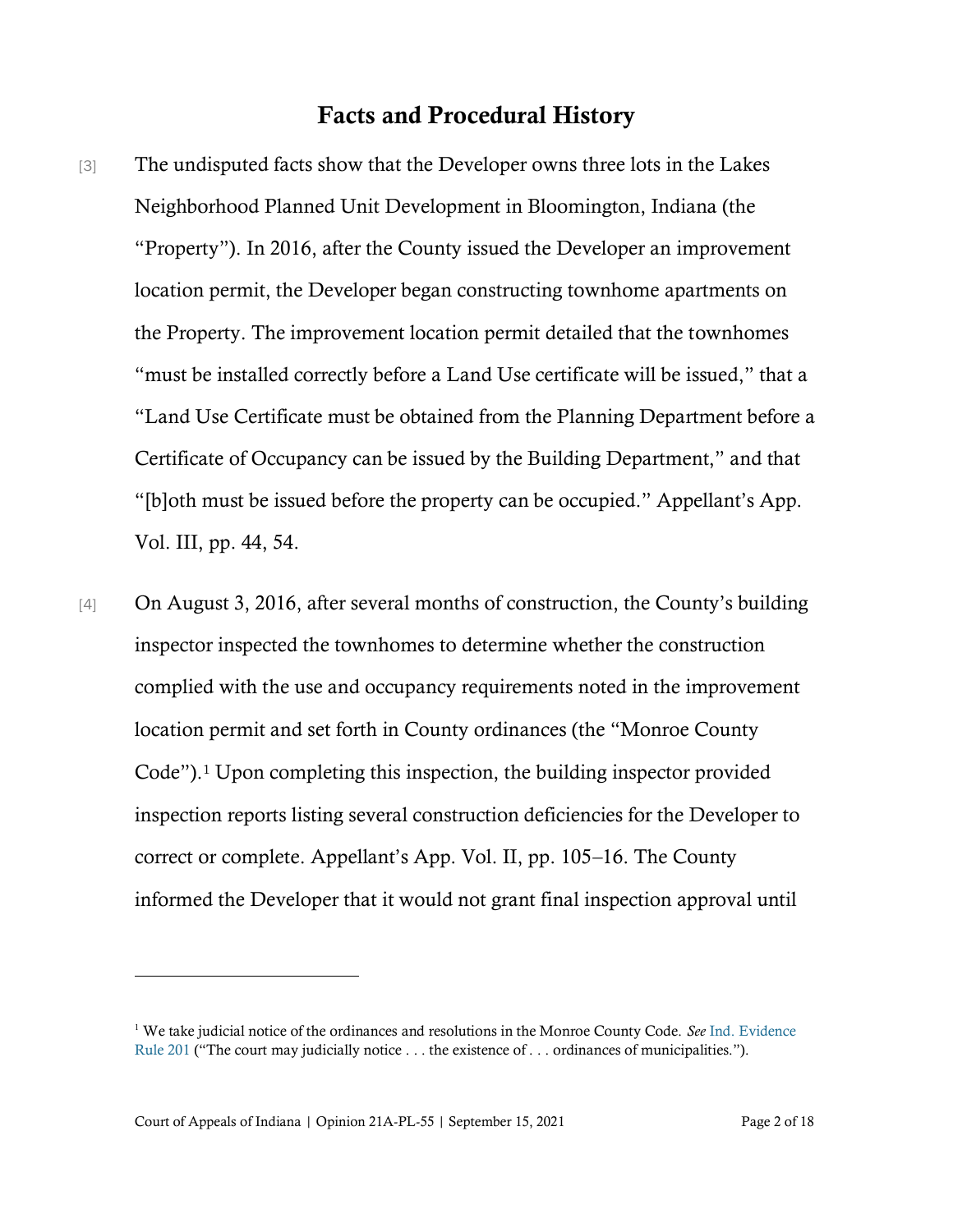## Facts and Procedural History

[3] The undisputed facts show that the Developer owns three lots in the Lakes Neighborhood Planned Unit Development in Bloomington, Indiana (the "Property"). In 2016, after the County issued the Developer an improvement location permit, the Developer began constructing townhome apartments on the Property. The improvement location permit detailed that the townhomes "must be installed correctly before a Land Use certificate will be issued," that a "Land Use Certificate must be obtained from the Planning Department before a Certificate of Occupancy can be issued by the Building Department," and that "[b]oth must be issued before the property can be occupied." Appellant's App. Vol. III, pp. 44, 54.

[4] On August 3, 2016, after several months of construction, the County's building inspector inspected the townhomes to determine whether the construction complied with the use and occupancy requirements noted in the improvement location permit and set forth in County ordinances (the "Monroe County Code").[1] Upon completing this inspection, the building inspector provided inspection reports listing several construction deficiencies for the Developer to correct or complete. Appellant's App. Vol. II, pp. 105–16. The County informed the Developer that it would not grant final inspection approval until

[1] We take judicial notice of the ordinances and resolutions in the Monroe County Code. *See* Ind. Evidence Rule 201 ("The court may judicially notice . . . the existence of . . . ordinances of municipalities.").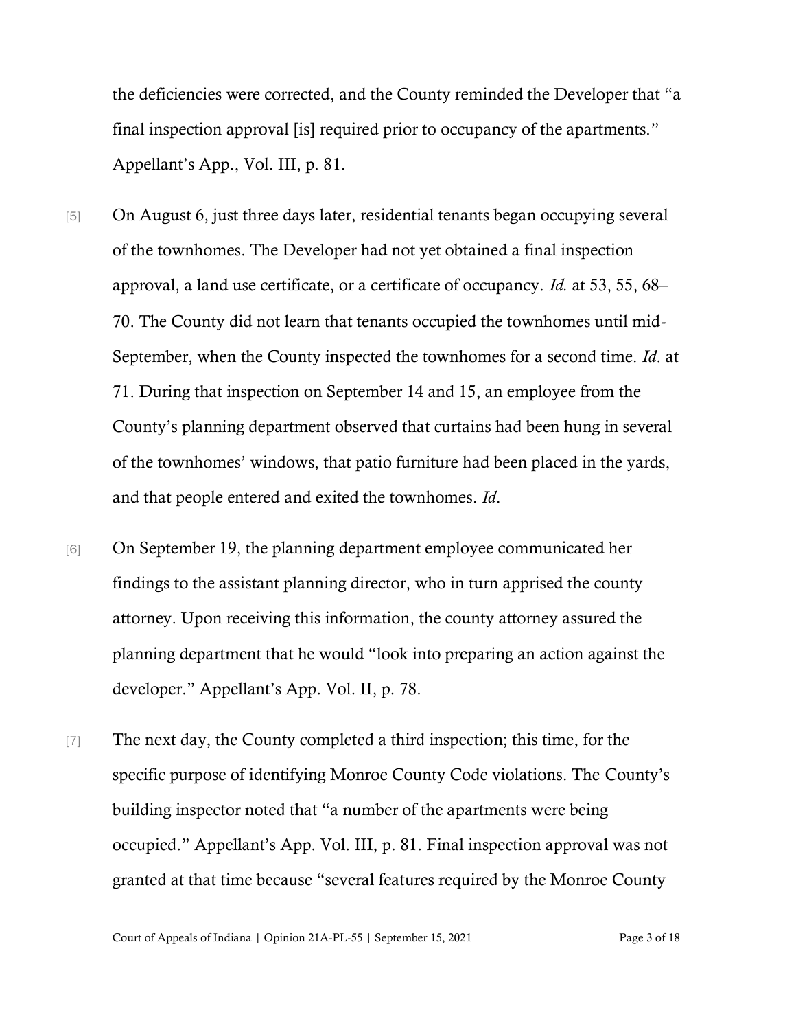the deficiencies were corrected, and the County reminded the Developer that "a final inspection approval [is] required prior to occupancy of the apartments." Appellant's App., Vol. III, p. 81.

[5] On August 6, just three days later, residential tenants began occupying several of the townhomes. The Developer had not yet obtained a final inspection approval, a land use certificate, or a certificate of occupancy. *Id.* at 53, 55, 68–70. The County did not learn that tenants occupied the townhomes until mid-September, when the County inspected the townhomes for a second time. *Id.* at 71. During that inspection on September 14 and 15, an employee from the County's planning department observed that curtains had been hung in several of the townhomes' windows, that patio furniture had been placed in the yards, and that people entered and exited the townhomes. *Id.*

[6] On September 19, the planning department employee communicated her findings to the assistant planning director, who in turn apprised the county attorney. Upon receiving this information, the county attorney assured the planning department that he would "look into preparing an action against the developer." Appellant's App. Vol. II, p. 78.

[7] The next day, the County completed a third inspection; this time, for the specific purpose of identifying Monroe County Code violations. The County's building inspector noted that "a number of the apartments were being occupied." Appellant's App. Vol. III, p. 81. Final inspection approval was not granted at that time because "several features required by the Monroe County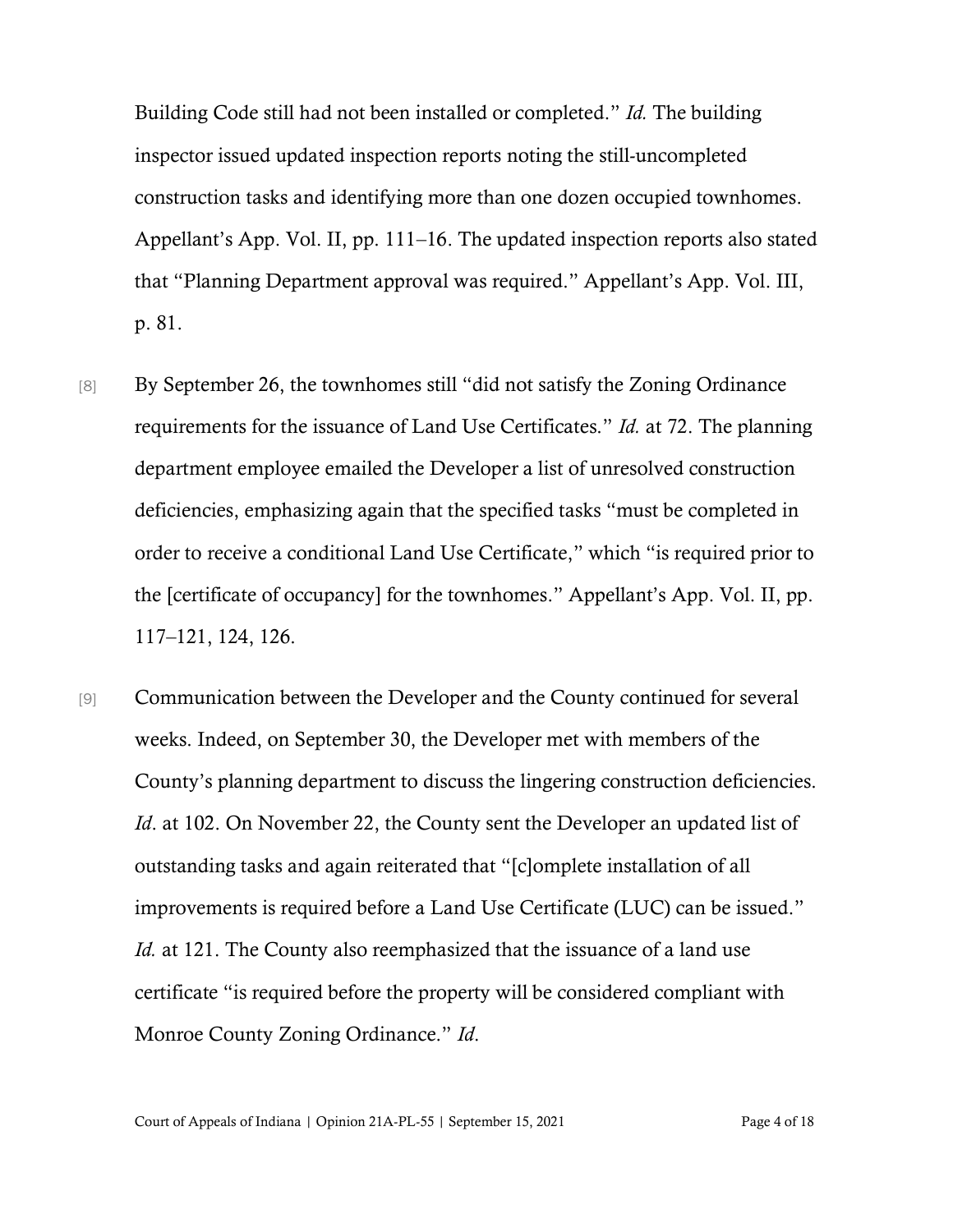Building Code still had not been installed or completed." *Id.* The building inspector issued updated inspection reports noting the still-uncompleted construction tasks and identifying more than one dozen occupied townhomes. Appellant's App. Vol. II, pp. 111–16. The updated inspection reports also stated that "Planning Department approval was required." Appellant's App. Vol. III, p. 81.

[8] By September 26, the townhomes still "did not satisfy the Zoning Ordinance requirements for the issuance of Land Use Certificates." *Id.* at 72. The planning department employee emailed the Developer a list of unresolved construction deficiencies, emphasizing again that the specified tasks "must be completed in order to receive a conditional Land Use Certificate," which "is required prior to the [certificate of occupancy] for the townhomes." Appellant's App. Vol. II, pp. 117–121, 124, 126.

[9] Communication between the Developer and the County continued for several weeks. Indeed, on September 30, the Developer met with members of the County's planning department to discuss the lingering construction deficiencies. *Id*. at 102. On November 22, the County sent the Developer an updated list of outstanding tasks and again reiterated that "[c]omplete installation of all improvements is required before a Land Use Certificate (LUC) can be issued." *Id.* at 121. The County also reemphasized that the issuance of a land use certificate "is required before the property will be considered compliant with Monroe County Zoning Ordinance." *Id*.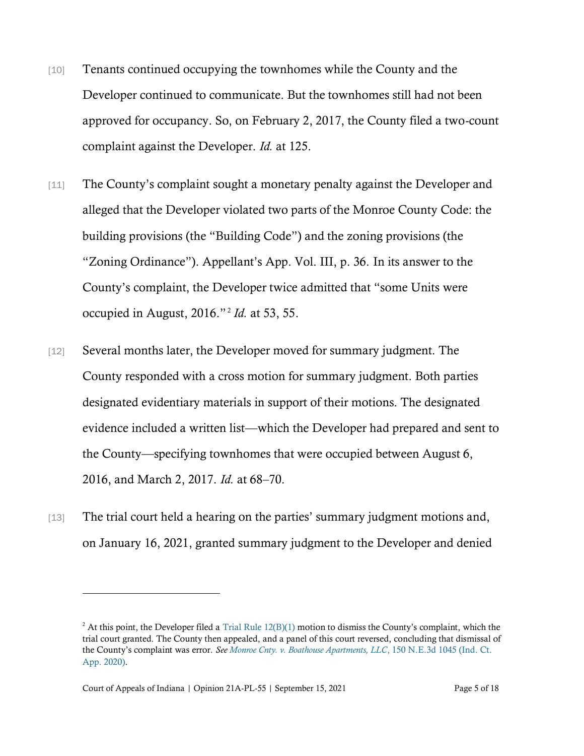[10] Tenants continued occupying the townhomes while the County and the Developer continued to communicate. But the townhomes still had not been approved for occupancy. So, on February 2, 2017, the County filed a two-count complaint against the Developer. *Id.* at 125.

[11] The County's complaint sought a monetary penalty against the Developer and alleged that the Developer violated two parts of the Monroe County Code: the building provisions (the "Building Code") and the zoning provisions (the "Zoning Ordinance"). Appellant's App. Vol. III, p. 36. In its answer to the County's complaint, the Developer twice admitted that "some Units were occupied in August, 2016."[2] *Id.* at 53, 55.

[12] Several months later, the Developer moved for summary judgment. The County responded with a cross motion for summary judgment. Both parties designated evidentiary materials in support of their motions. The designated evidence included a written list—which the Developer had prepared and sent to the County—specifying townhomes that were occupied between August 6, 2016, and March 2, 2017. *Id.* at 68–70.

[13] The trial court held a hearing on the parties' summary judgment motions and, on January 16, 2021, granted summary judgment to the Developer and denied

---

[2] At this point, the Developer filed a Trial Rule 12(B)(1) motion to dismiss the County's complaint, which the trial court granted. The County then appealed, and a panel of this court reversed, concluding that dismissal of the County's complaint was error. *See Monroe Cnty. v. Boathouse Apartments, LLC*, 150 N.E.3d 1045 (Ind. Ct. App. 2020).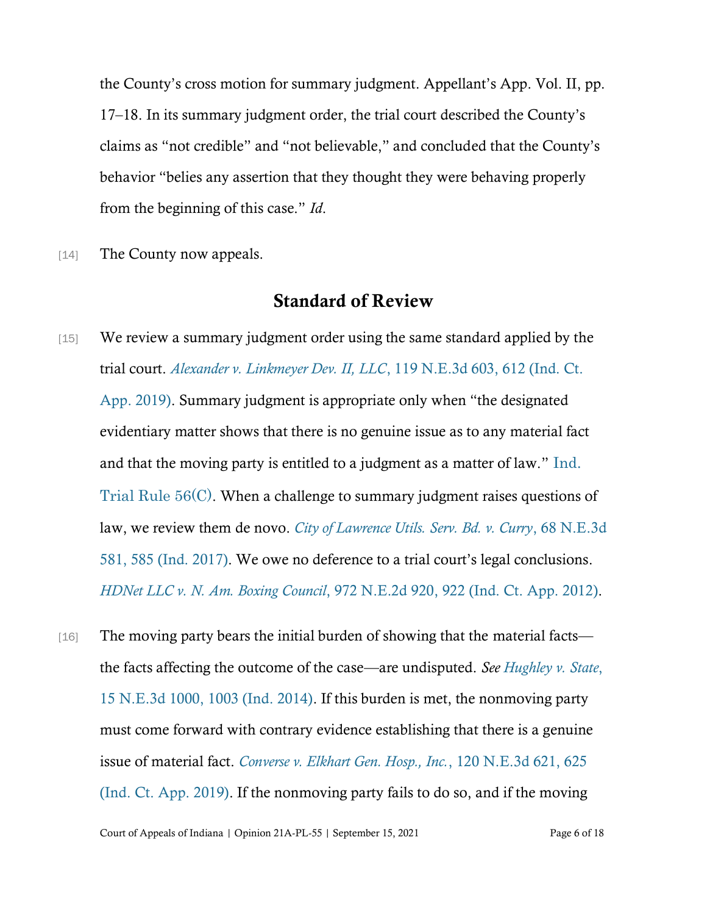the County's cross motion for summary judgment. Appellant's App. Vol. II, pp. 17–18. In its summary judgment order, the trial court described the County's claims as "not credible" and "not believable," and concluded that the County's behavior "belies any assertion that they thought they were behaving properly from the beginning of this case." *Id*.

[14] The County now appeals.

## Standard of Review

[15] We review a summary judgment order using the same standard applied by the trial court. *Alexander v. Linkmeyer Dev. II, LLC*, 119 N.E.3d 603, 612 (Ind. Ct. App. 2019). Summary judgment is appropriate only when "the designated evidentiary matter shows that there is no genuine issue as to any material fact and that the moving party is entitled to a judgment as a matter of law." Ind. Trial Rule 56(C). When a challenge to summary judgment raises questions of law, we review them de novo. *City of Lawrence Utils. Serv. Bd. v. Curry*, 68 N.E.3d 581, 585 (Ind. 2017). We owe no deference to a trial court's legal conclusions. *HDNet LLC v. N. Am. Boxing Council*, 972 N.E.2d 920, 922 (Ind. Ct. App. 2012).

[16] The moving party bears the initial burden of showing that the material facts—the facts affecting the outcome of the case—are undisputed. *See Hughley v. State*, 15 N.E.3d 1000, 1003 (Ind. 2014). If this burden is met, the nonmoving party must come forward with contrary evidence establishing that there is a genuine issue of material fact. *Converse v. Elkhart Gen. Hosp., Inc.*, 120 N.E.3d 621, 625 (Ind. Ct. App. 2019). If the nonmoving party fails to do so, and if the moving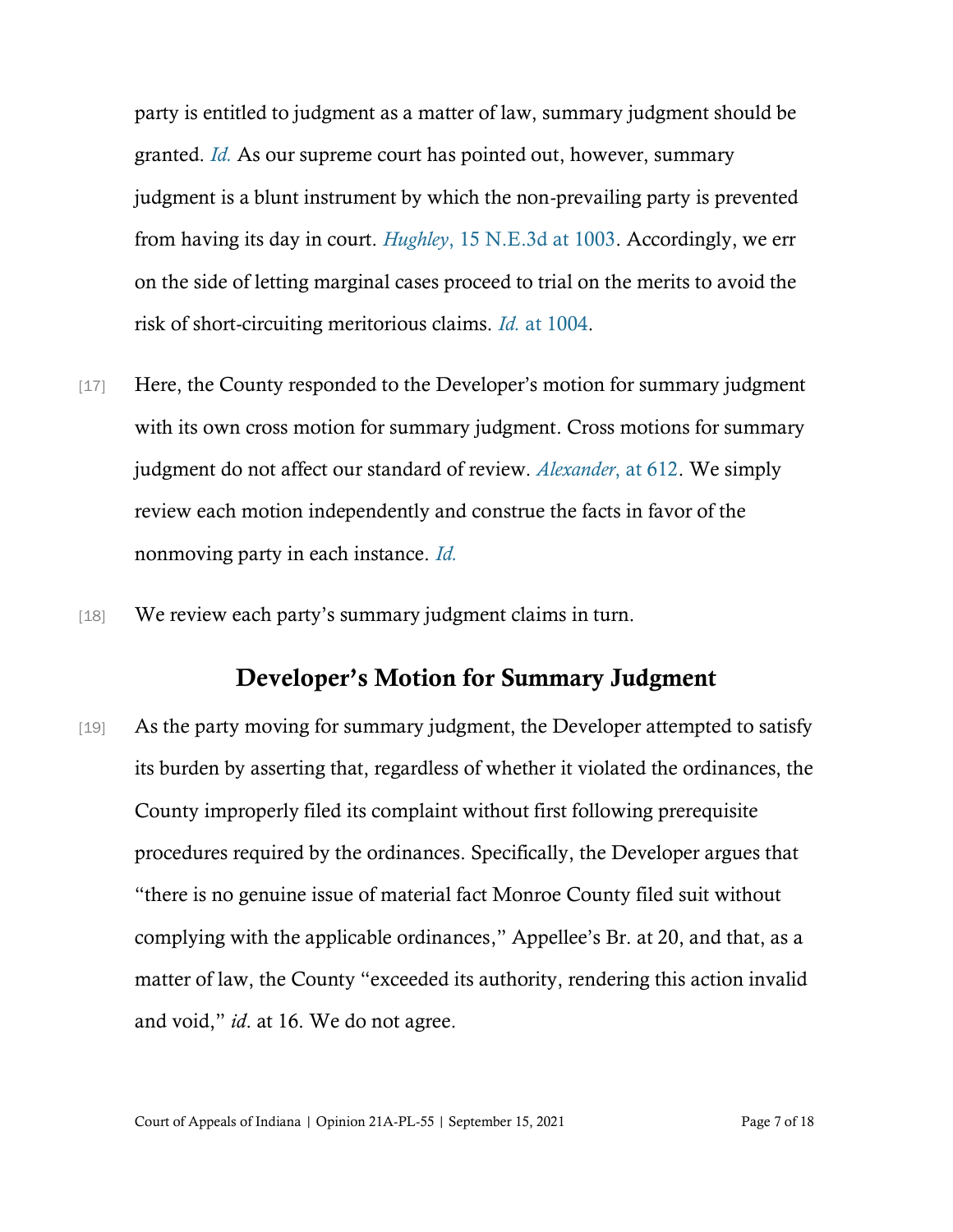party is entitled to judgment as a matter of law, summary judgment should be granted. *Id.* As our supreme court has pointed out, however, summary judgment is a blunt instrument by which the non-prevailing party is prevented from having its day in court. *Hughley*, 15 N.E.3d at 1003. Accordingly, we err on the side of letting marginal cases proceed to trial on the merits to avoid the risk of short-circuiting meritorious claims. *Id.* at 1004.

[17] Here, the County responded to the Developer's motion for summary judgment with its own cross motion for summary judgment. Cross motions for summary judgment do not affect our standard of review. *Alexander*, at 612. We simply review each motion independently and construe the facts in favor of the nonmoving party in each instance. *Id.*

[18] We review each party's summary judgment claims in turn.

## Developer's Motion for Summary Judgment

[19] As the party moving for summary judgment, the Developer attempted to satisfy its burden by asserting that, regardless of whether it violated the ordinances, the County improperly filed its complaint without first following prerequisite procedures required by the ordinances. Specifically, the Developer argues that "there is no genuine issue of material fact Monroe County filed suit without complying with the applicable ordinances," Appellee's Br. at 20, and that, as a matter of law, the County "exceeded its authority, rendering this action invalid and void," *id*. at 16. We do not agree.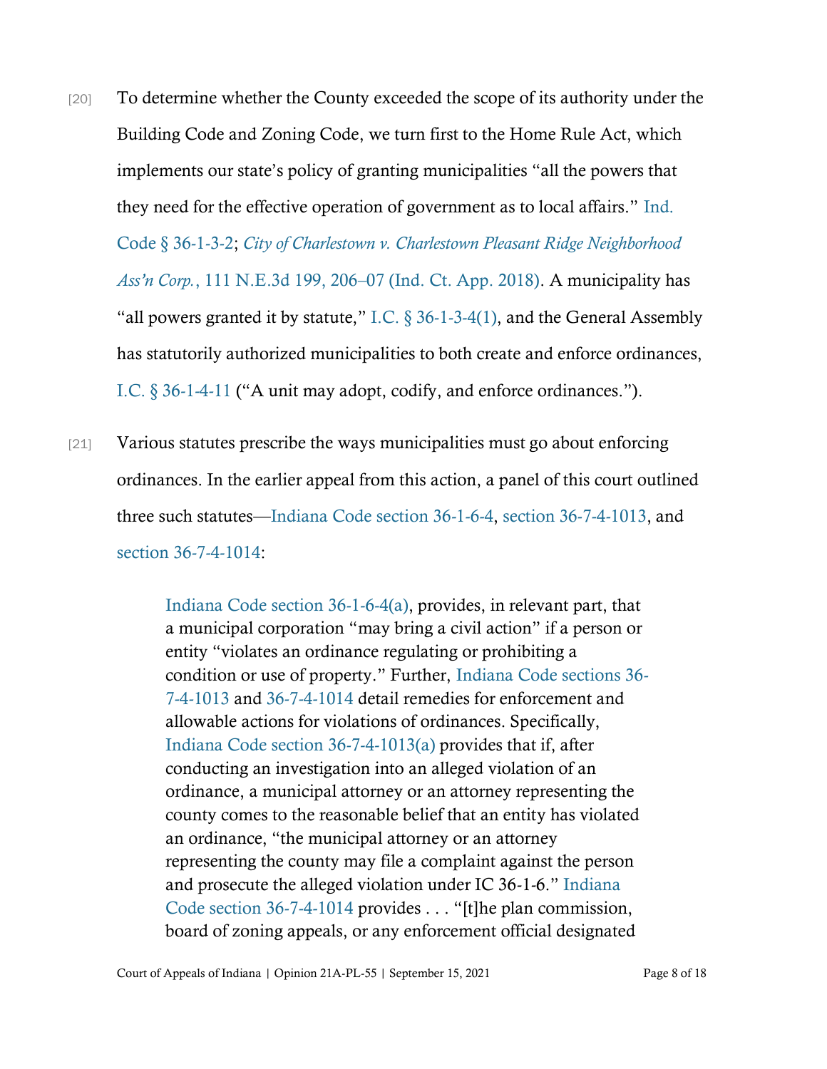[20] To determine whether the County exceeded the scope of its authority under the Building Code and Zoning Code, we turn first to the Home Rule Act, which implements our state's policy of granting municipalities "all the powers that they need for the effective operation of government as to local affairs." Ind. Code § 36-1-3-2; *City of Charlestown v. Charlestown Pleasant Ridge Neighborhood Ass'n Corp.*, 111 N.E.3d 199, 206–07 (Ind. Ct. App. 2018). A municipality has "all powers granted it by statute," I.C. § 36-1-3-4(1), and the General Assembly has statutorily authorized municipalities to both create and enforce ordinances, I.C. § 36-1-4-11 ("A unit may adopt, codify, and enforce ordinances.").

[21] Various statutes prescribe the ways municipalities must go about enforcing ordinances. In the earlier appeal from this action, a panel of this court outlined three such statutes—Indiana Code section 36-1-6-4, section 36-7-4-1013, and section 36-7-4-1014:

> Indiana Code section 36-1-6-4(a), provides, in relevant part, that a municipal corporation "may bring a civil action" if a person or entity "violates an ordinance regulating or prohibiting a condition or use of property." Further, Indiana Code sections 36-7-4-1013 and 36-7-4-1014 detail remedies for enforcement and allowable actions for violations of ordinances. Specifically, Indiana Code section 36-7-4-1013(a) provides that if, after conducting an investigation into an alleged violation of an ordinance, a municipal attorney or an attorney representing the county comes to the reasonable belief that an entity has violated an ordinance, "the municipal attorney or an attorney representing the county may file a complaint against the person and prosecute the alleged violation under IC 36-1-6." Indiana Code section 36-7-4-1014 provides . . . "[t]he plan commission, board of zoning appeals, or any enforcement official designated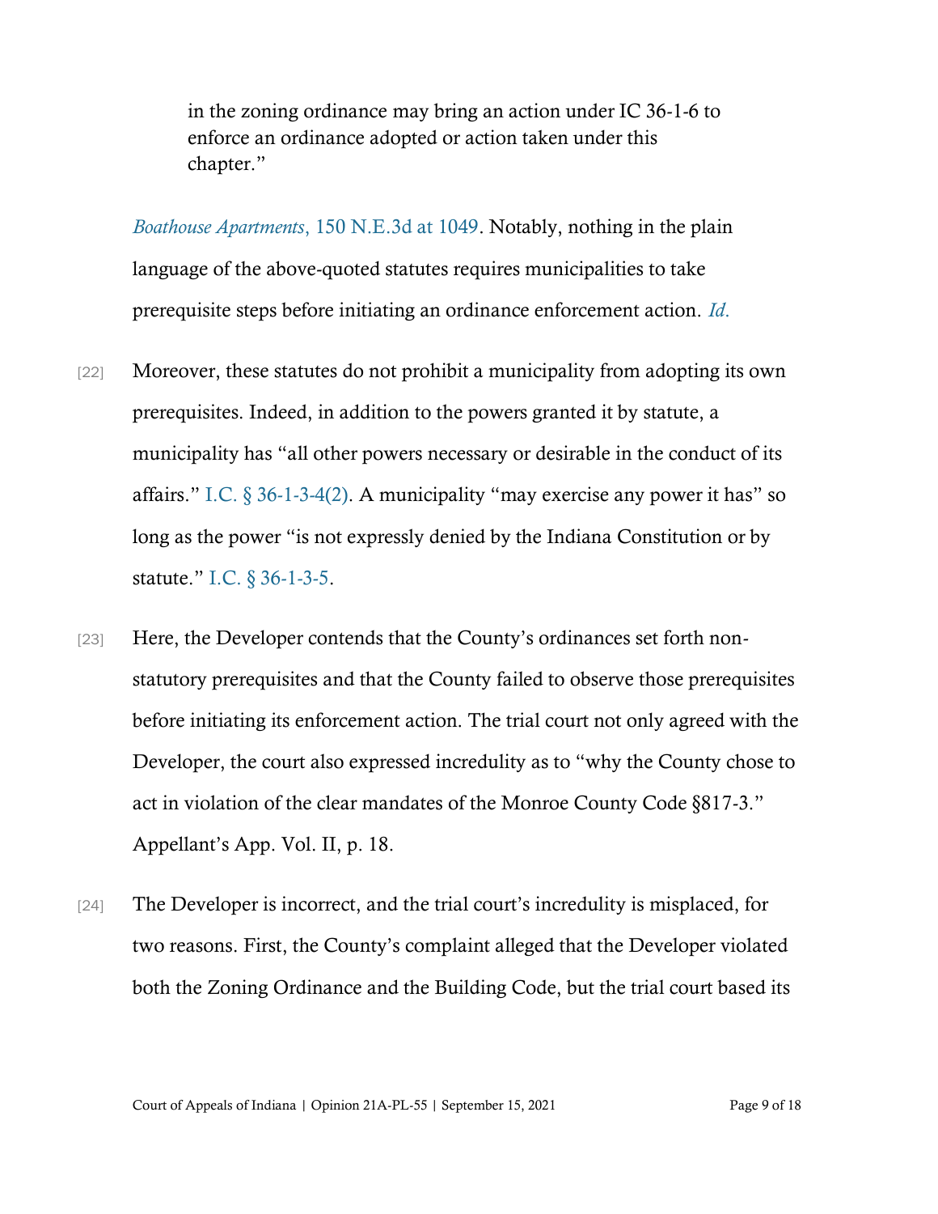> in the zoning ordinance may bring an action under IC 36-1-6 to enforce an ordinance adopted or action taken under this chapter."

*Boathouse Apartments*, 150 N.E.3d at 1049. Notably, nothing in the plain language of the above-quoted statutes requires municipalities to take prerequisite steps before initiating an ordinance enforcement action. *Id.*

[22] Moreover, these statutes do not prohibit a municipality from adopting its own prerequisites. Indeed, in addition to the powers granted it by statute, a municipality has "all other powers necessary or desirable in the conduct of its affairs." I.C. § 36-1-3-4(2). A municipality "may exercise any power it has" so long as the power "is not expressly denied by the Indiana Constitution or by statute." I.C. § 36-1-3-5.

[23] Here, the Developer contends that the County's ordinances set forth non-statutory prerequisites and that the County failed to observe those prerequisites before initiating its enforcement action. The trial court not only agreed with the Developer, the court also expressed incredulity as to "why the County chose to act in violation of the clear mandates of the Monroe County Code §817-3." Appellant's App. Vol. II, p. 18.

[24] The Developer is incorrect, and the trial court's incredulity is misplaced, for two reasons. First, the County's complaint alleged that the Developer violated both the Zoning Ordinance and the Building Code, but the trial court based its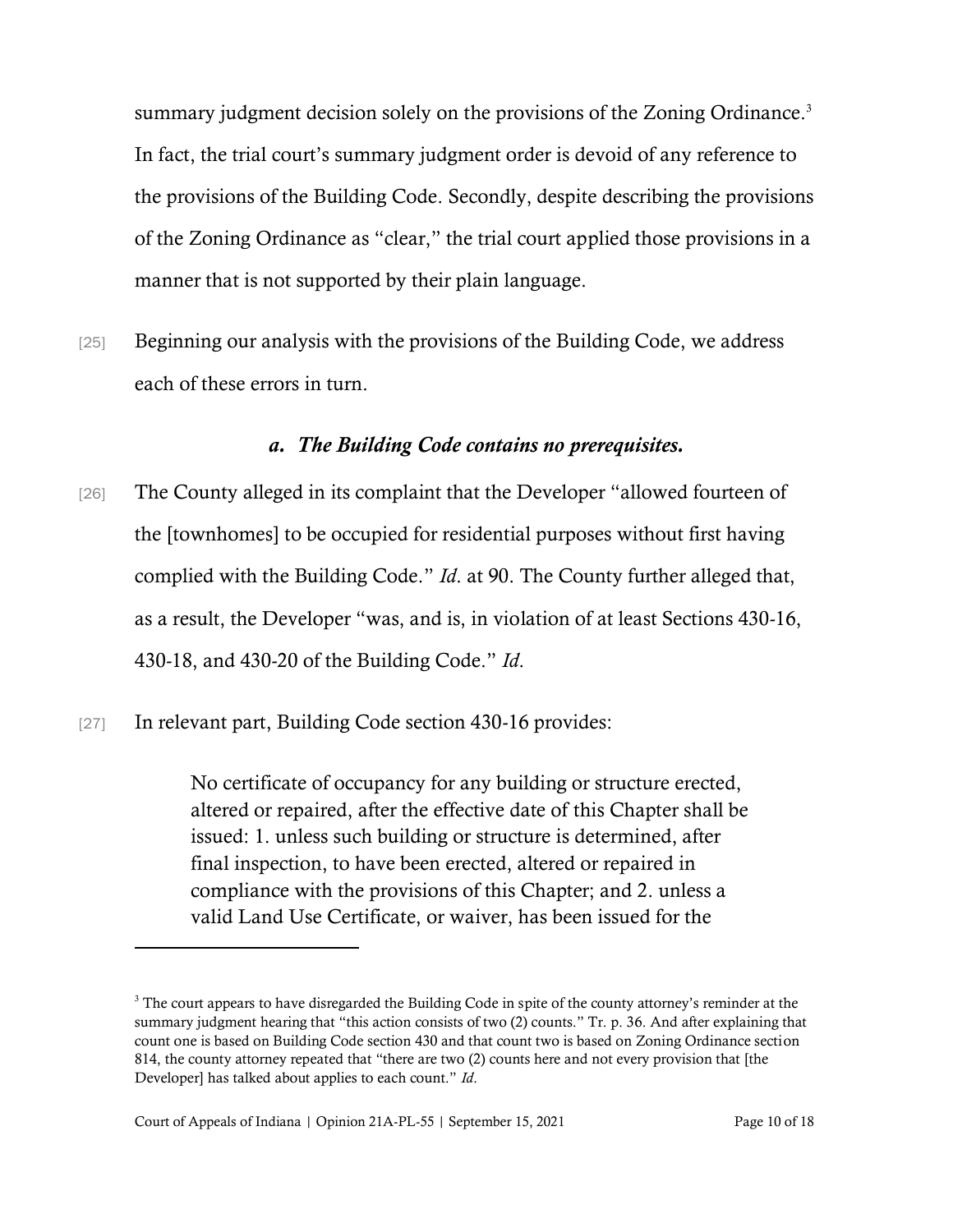summary judgment decision solely on the provisions of the Zoning Ordinance.[3] In fact, the trial court's summary judgment order is devoid of any reference to the provisions of the Building Code. Secondly, despite describing the provisions of the Zoning Ordinance as "clear," the trial court applied those provisions in a manner that is not supported by their plain language.

[25] Beginning our analysis with the provisions of the Building Code, we address each of these errors in turn.

### *a. The Building Code contains no prerequisites.*

[26] The County alleged in its complaint that the Developer "allowed fourteen of the [townhomes] to be occupied for residential purposes without first having complied with the Building Code." *Id.* at 90. The County further alleged that, as a result, the Developer "was, and is, in violation of at least Sections 430-16, 430-18, and 430-20 of the Building Code." *Id.*

[27] In relevant part, Building Code section 430-16 provides:

> No certificate of occupancy for any building or structure erected, altered or repaired, after the effective date of this Chapter shall be issued: 1. unless such building or structure is determined, after final inspection, to have been erected, altered or repaired in compliance with the provisions of this Chapter; and 2. unless a valid Land Use Certificate, or waiver, has been issued for the

---

[3] The court appears to have disregarded the Building Code in spite of the county attorney's reminder at the summary judgment hearing that "this action consists of two (2) counts." Tr. p. 36. And after explaining that count one is based on Building Code section 430 and that count two is based on Zoning Ordinance section 814, the county attorney repeated that "there are two (2) counts here and not every provision that [the Developer] has talked about applies to each count." *Id.*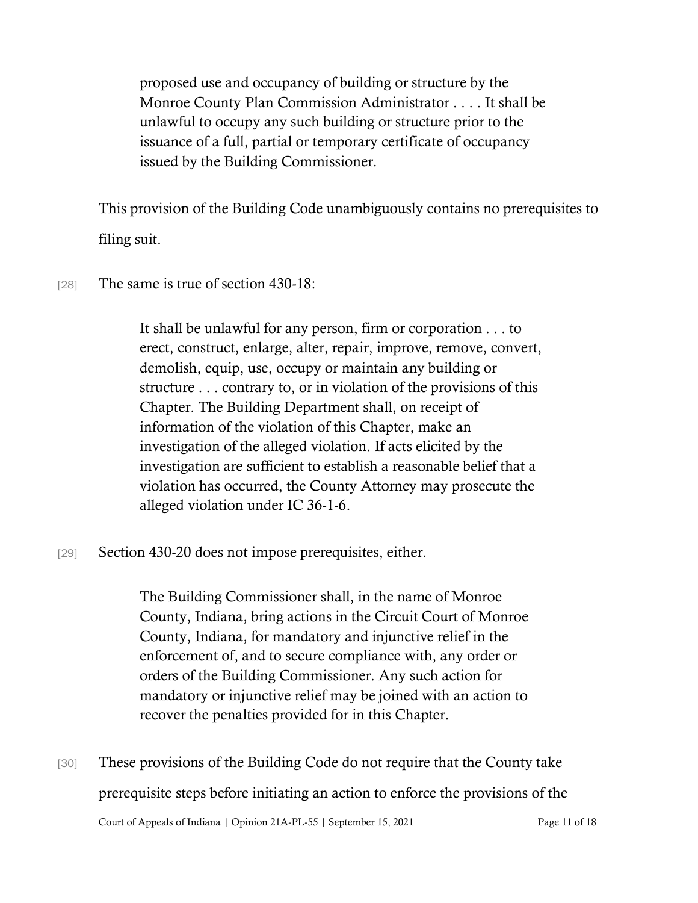> proposed use and occupancy of building or structure by the Monroe County Plan Commission Administrator . . . . It shall be unlawful to occupy any such building or structure prior to the issuance of a full, partial or temporary certificate of occupancy issued by the Building Commissioner.

This provision of the Building Code unambiguously contains no prerequisites to filing suit.

[28] The same is true of section 430-18:

> It shall be unlawful for any person, firm or corporation . . . to erect, construct, enlarge, alter, repair, improve, remove, convert, demolish, equip, use, occupy or maintain any building or structure . . . contrary to, or in violation of the provisions of this Chapter. The Building Department shall, on receipt of information of the violation of this Chapter, make an investigation of the alleged violation. If acts elicited by the investigation are sufficient to establish a reasonable belief that a violation has occurred, the County Attorney may prosecute the alleged violation under IC 36-1-6.

[29] Section 430-20 does not impose prerequisites, either.

> The Building Commissioner shall, in the name of Monroe County, Indiana, bring actions in the Circuit Court of Monroe County, Indiana, for mandatory and injunctive relief in the enforcement of, and to secure compliance with, any order or orders of the Building Commissioner. Any such action for mandatory or injunctive relief may be joined with an action to recover the penalties provided for in this Chapter.

[30] These provisions of the Building Code do not require that the County take prerequisite steps before initiating an action to enforce the provisions of the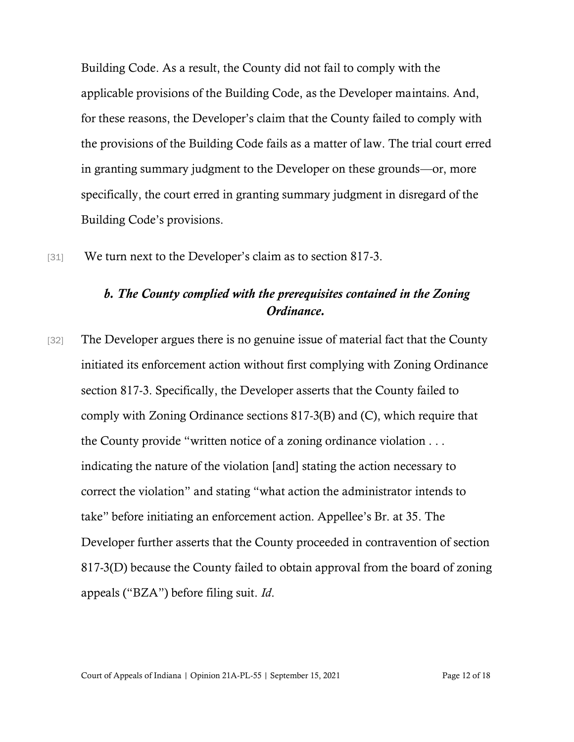Building Code. As a result, the County did not fail to comply with the applicable provisions of the Building Code, as the Developer maintains. And, for these reasons, the Developer's claim that the County failed to comply with the provisions of the Building Code fails as a matter of law. The trial court erred in granting summary judgment to the Developer on these grounds—or, more specifically, the court erred in granting summary judgment in disregard of the Building Code's provisions.

[31] We turn next to the Developer's claim as to section 817-3.

### *b. The County complied with the prerequisites contained in the Zoning Ordinance.*

[32] The Developer argues there is no genuine issue of material fact that the County initiated its enforcement action without first complying with Zoning Ordinance section 817-3. Specifically, the Developer asserts that the County failed to comply with Zoning Ordinance sections 817-3(B) and (C), which require that the County provide "written notice of a zoning ordinance violation . . . indicating the nature of the violation [and] stating the action necessary to correct the violation" and stating "what action the administrator intends to take" before initiating an enforcement action. Appellee's Br. at 35. The Developer further asserts that the County proceeded in contravention of section 817-3(D) because the County failed to obtain approval from the board of zoning appeals ("BZA") before filing suit. *Id*.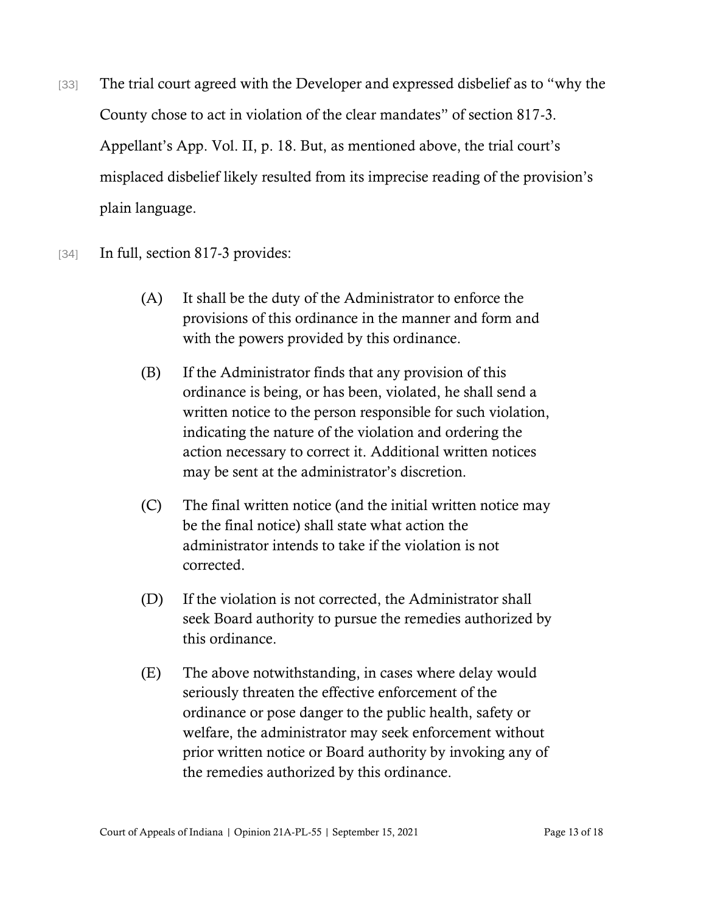[33] The trial court agreed with the Developer and expressed disbelief as to "why the County chose to act in violation of the clear mandates" of section 817-3. Appellant's App. Vol. II, p. 18. But, as mentioned above, the trial court's misplaced disbelief likely resulted from its imprecise reading of the provision's plain language.

[34] In full, section 817-3 provides:

> (A) It shall be the duty of the Administrator to enforce the provisions of this ordinance in the manner and form and with the powers provided by this ordinance.
>
> (B) If the Administrator finds that any provision of this ordinance is being, or has been, violated, he shall send a written notice to the person responsible for such violation, indicating the nature of the violation and ordering the action necessary to correct it. Additional written notices may be sent at the administrator's discretion.
>
> (C) The final written notice (and the initial written notice may be the final notice) shall state what action the administrator intends to take if the violation is not corrected.
>
> (D) If the violation is not corrected, the Administrator shall seek Board authority to pursue the remedies authorized by this ordinance.
>
> (E) The above notwithstanding, in cases where delay would seriously threaten the effective enforcement of the ordinance or pose danger to the public health, safety or welfare, the administrator may seek enforcement without prior written notice or Board authority by invoking any of the remedies authorized by this ordinance.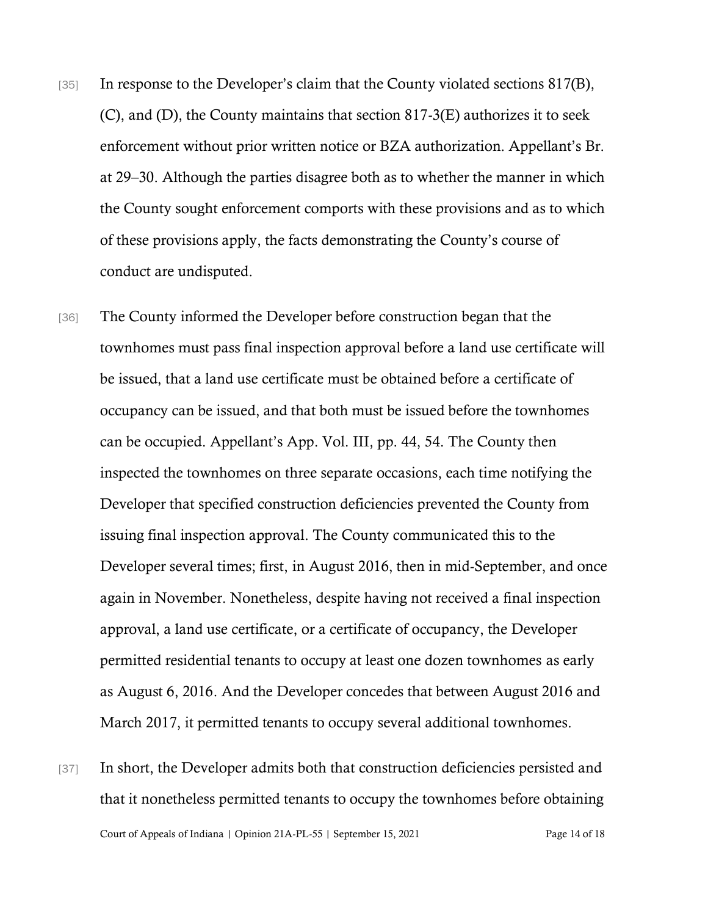[35] In response to the Developer's claim that the County violated sections 817(B), (C), and (D), the County maintains that section 817-3(E) authorizes it to seek enforcement without prior written notice or BZA authorization. Appellant's Br. at 29–30. Although the parties disagree both as to whether the manner in which the County sought enforcement comports with these provisions and as to which of these provisions apply, the facts demonstrating the County's course of conduct are undisputed.

[36] The County informed the Developer before construction began that the townhomes must pass final inspection approval before a land use certificate will be issued, that a land use certificate must be obtained before a certificate of occupancy can be issued, and that both must be issued before the townhomes can be occupied. Appellant's App. Vol. III, pp. 44, 54. The County then inspected the townhomes on three separate occasions, each time notifying the Developer that specified construction deficiencies prevented the County from issuing final inspection approval. The County communicated this to the Developer several times; first, in August 2016, then in mid-September, and once again in November. Nonetheless, despite having not received a final inspection approval, a land use certificate, or a certificate of occupancy, the Developer permitted residential tenants to occupy at least one dozen townhomes as early as August 6, 2016. And the Developer concedes that between August 2016 and March 2017, it permitted tenants to occupy several additional townhomes.

[37] In short, the Developer admits both that construction deficiencies persisted and that it nonetheless permitted tenants to occupy the townhomes before obtaining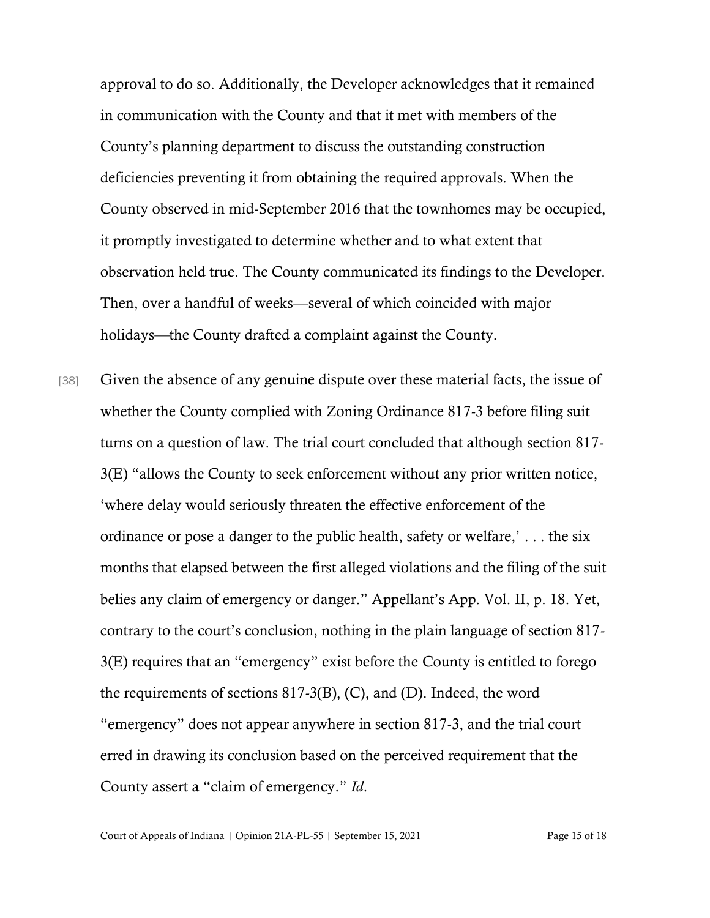approval to do so. Additionally, the Developer acknowledges that it remained in communication with the County and that it met with members of the County's planning department to discuss the outstanding construction deficiencies preventing it from obtaining the required approvals. When the County observed in mid-September 2016 that the townhomes may be occupied, it promptly investigated to determine whether and to what extent that observation held true. The County communicated its findings to the Developer. Then, over a handful of weeks—several of which coincided with major holidays—the County drafted a complaint against the County.

[38] Given the absence of any genuine dispute over these material facts, the issue of whether the County complied with Zoning Ordinance 817-3 before filing suit turns on a question of law. The trial court concluded that although section 817-3(E) "allows the County to seek enforcement without any prior written notice, 'where delay would seriously threaten the effective enforcement of the ordinance or pose a danger to the public health, safety or welfare,' . . . the six months that elapsed between the first alleged violations and the filing of the suit belies any claim of emergency or danger." Appellant's App. Vol. II, p. 18. Yet, contrary to the court's conclusion, nothing in the plain language of section 817-3(E) requires that an "emergency" exist before the County is entitled to forego the requirements of sections 817-3(B), (C), and (D). Indeed, the word "emergency" does not appear anywhere in section 817-3, and the trial court erred in drawing its conclusion based on the perceived requirement that the County assert a "claim of emergency." *Id*.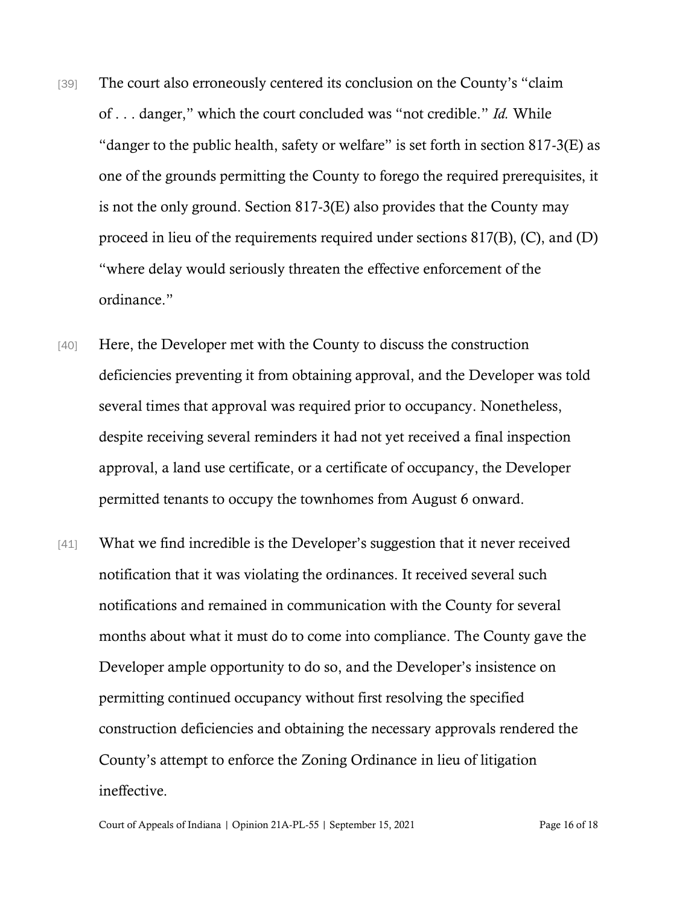[39] The court also erroneously centered its conclusion on the County's "claim of . . . danger," which the court concluded was "not credible." *Id.* While "danger to the public health, safety or welfare" is set forth in section 817-3(E) as one of the grounds permitting the County to forego the required prerequisites, it is not the only ground. Section 817-3(E) also provides that the County may proceed in lieu of the requirements required under sections 817(B), (C), and (D) "where delay would seriously threaten the effective enforcement of the ordinance."

[40] Here, the Developer met with the County to discuss the construction deficiencies preventing it from obtaining approval, and the Developer was told several times that approval was required prior to occupancy. Nonetheless, despite receiving several reminders it had not yet received a final inspection approval, a land use certificate, or a certificate of occupancy, the Developer permitted tenants to occupy the townhomes from August 6 onward.

[41] What we find incredible is the Developer's suggestion that it never received notification that it was violating the ordinances. It received several such notifications and remained in communication with the County for several months about what it must do to come into compliance. The County gave the Developer ample opportunity to do so, and the Developer's insistence on permitting continued occupancy without first resolving the specified construction deficiencies and obtaining the necessary approvals rendered the County's attempt to enforce the Zoning Ordinance in lieu of litigation ineffective.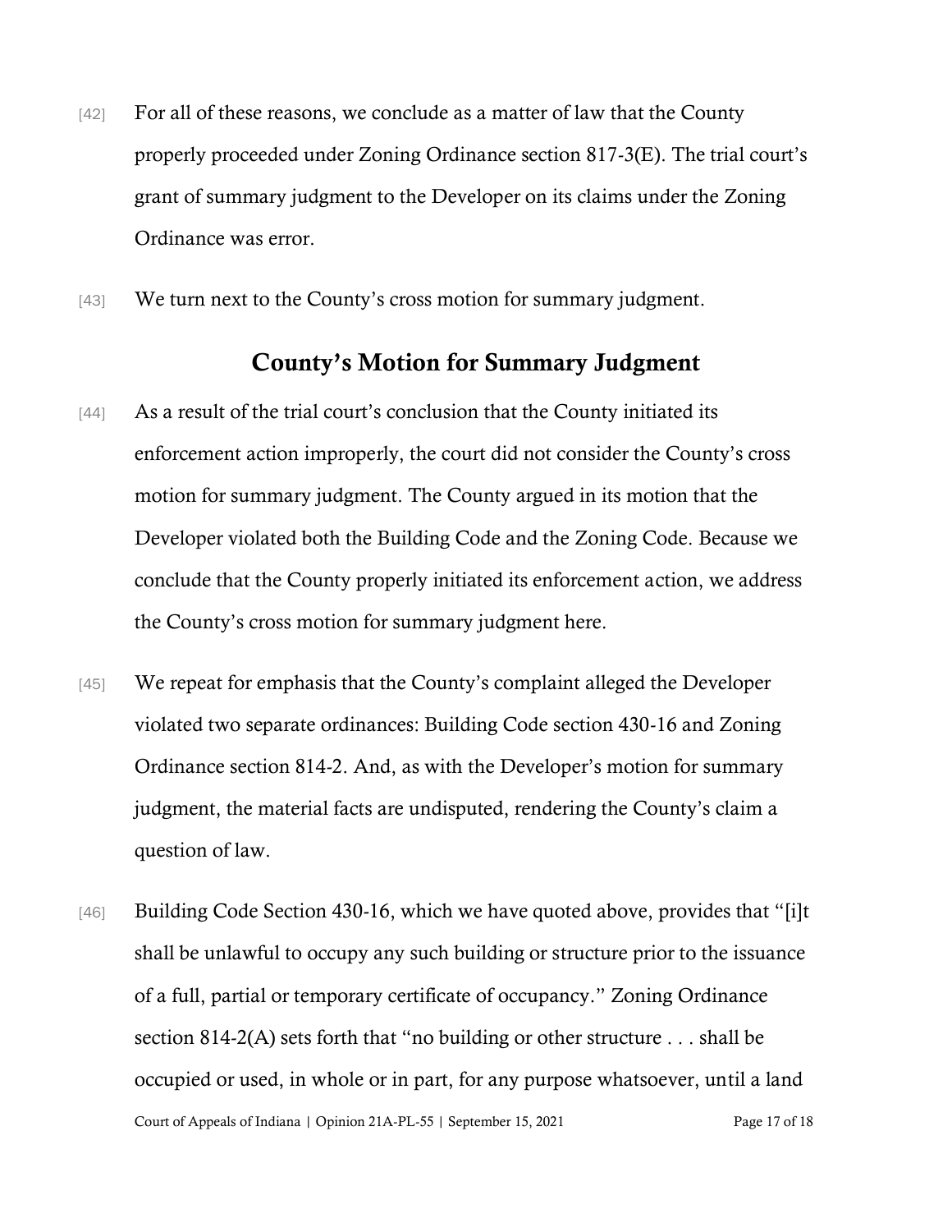[42] For all of these reasons, we conclude as a matter of law that the County properly proceeded under Zoning Ordinance section 817-3(E). The trial court's grant of summary judgment to the Developer on its claims under the Zoning Ordinance was error.

[43] We turn next to the County's cross motion for summary judgment.

## County's Motion for Summary Judgment

[44] As a result of the trial court's conclusion that the County initiated its enforcement action improperly, the court did not consider the County's cross motion for summary judgment. The County argued in its motion that the Developer violated both the Building Code and the Zoning Code. Because we conclude that the County properly initiated its enforcement action, we address the County's cross motion for summary judgment here.

[45] We repeat for emphasis that the County's complaint alleged the Developer violated two separate ordinances: Building Code section 430-16 and Zoning Ordinance section 814-2. And, as with the Developer's motion for summary judgment, the material facts are undisputed, rendering the County's claim a question of law.

[46] Building Code Section 430-16, which we have quoted above, provides that "[i]t shall be unlawful to occupy any such building or structure prior to the issuance of a full, partial or temporary certificate of occupancy." Zoning Ordinance section 814-2(A) sets forth that "no building or other structure . . . shall be occupied or used, in whole or in part, for any purpose whatsoever, until a land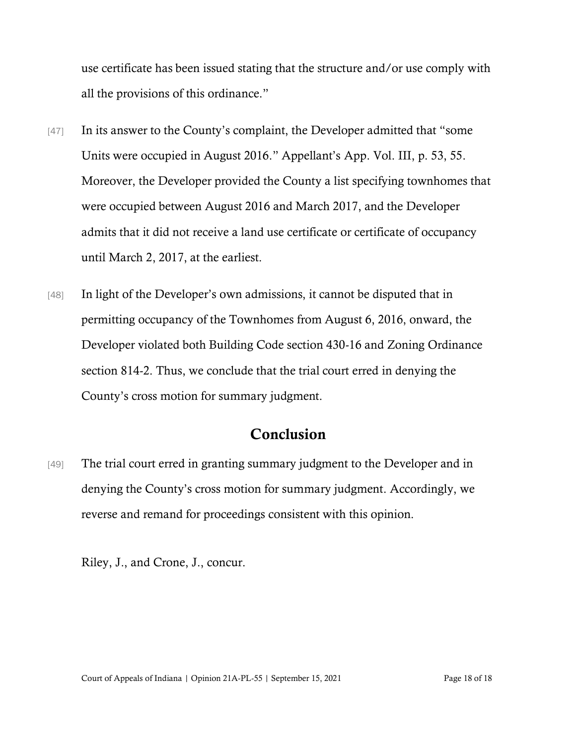use certificate has been issued stating that the structure and/or use comply with all the provisions of this ordinance."

[47] In its answer to the County's complaint, the Developer admitted that "some Units were occupied in August 2016." Appellant's App. Vol. III, p. 53, 55. Moreover, the Developer provided the County a list specifying townhomes that were occupied between August 2016 and March 2017, and the Developer admits that it did not receive a land use certificate or certificate of occupancy until March 2, 2017, at the earliest.

[48] In light of the Developer's own admissions, it cannot be disputed that in permitting occupancy of the Townhomes from August 6, 2016, onward, the Developer violated both Building Code section 430-16 and Zoning Ordinance section 814-2. Thus, we conclude that the trial court erred in denying the County's cross motion for summary judgment.

## Conclusion

[49] The trial court erred in granting summary judgment to the Developer and in denying the County's cross motion for summary judgment. Accordingly, we reverse and remand for proceedings consistent with this opinion.

Riley, J., and Crone, J., concur.